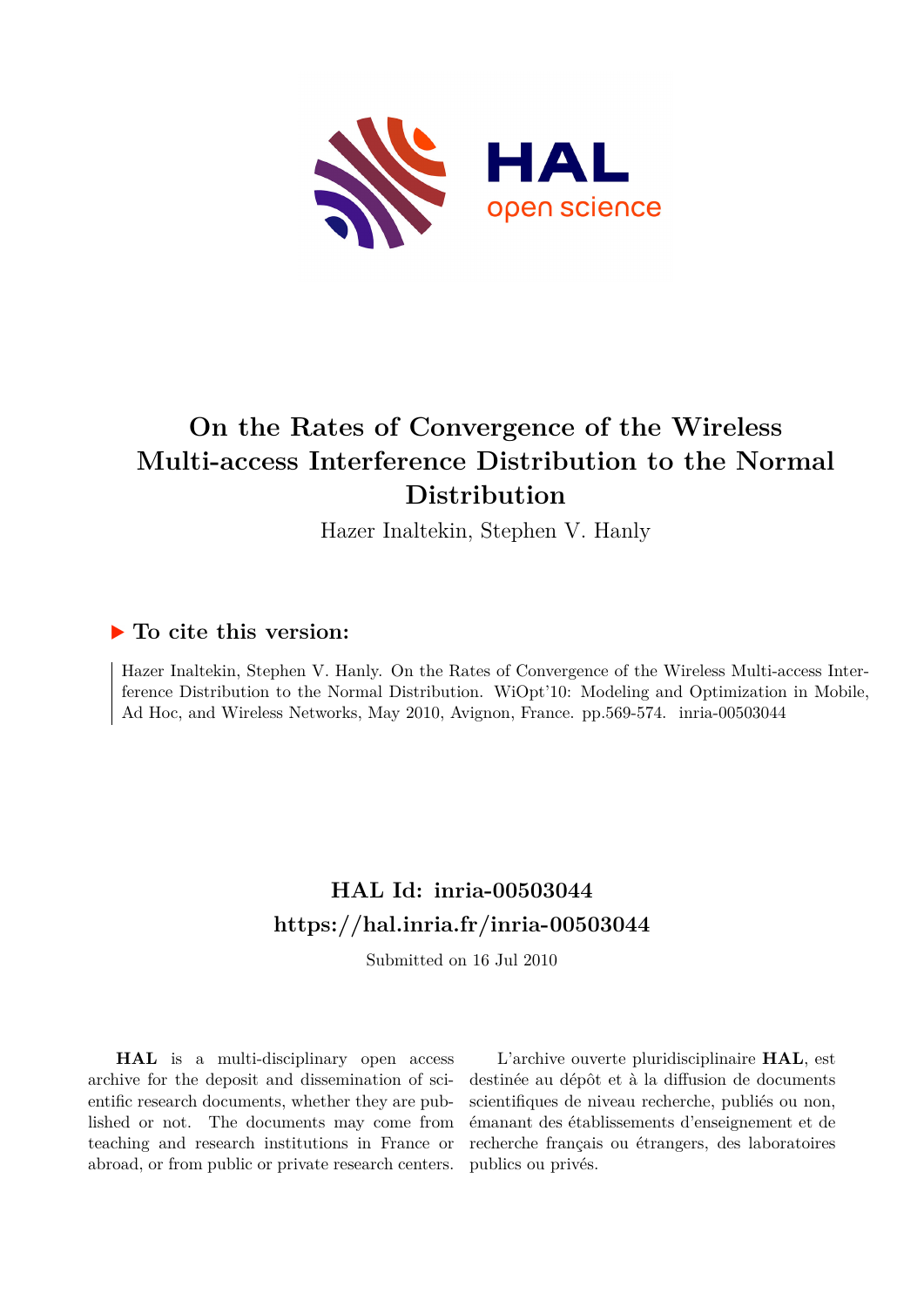# On the Rates of Convergence of the Wireless Multi-access Interference Distribution to the Normal Distribution

Hazer Inaltekin, Stephen V. Hanly

## ▶ To cite this version:

Hazer Inaltekin, Stephen V. Hanly. On the Rates of Convergence of the Wireless Multi-access Interference Distribution to the Normal Distribution. WiOpt'10: Modeling and Optimization in Mobile, Ad Hoc, and Wireless Networks, May 2010, Avignon, France. pp.569-574. inria-00503044

## HAL Id: inria-00503044
## https://hal.inria.fr/inria-00503044

Submitted on 16 Jul 2010

**HAL** is a multi-disciplinary open access archive for the deposit and dissemination of scientific research documents, whether they are published or not. The documents may come from teaching and research institutions in France or abroad, or from public or private research centers.

L'archive ouverte pluridisciplinaire **HAL**, est destinée au dépôt et à la diffusion de documents scientifiques de niveau recherche, publiés ou non, émanant des établissements d'enseignement et de recherche français ou étrangers, des laboratoires publics ou privés.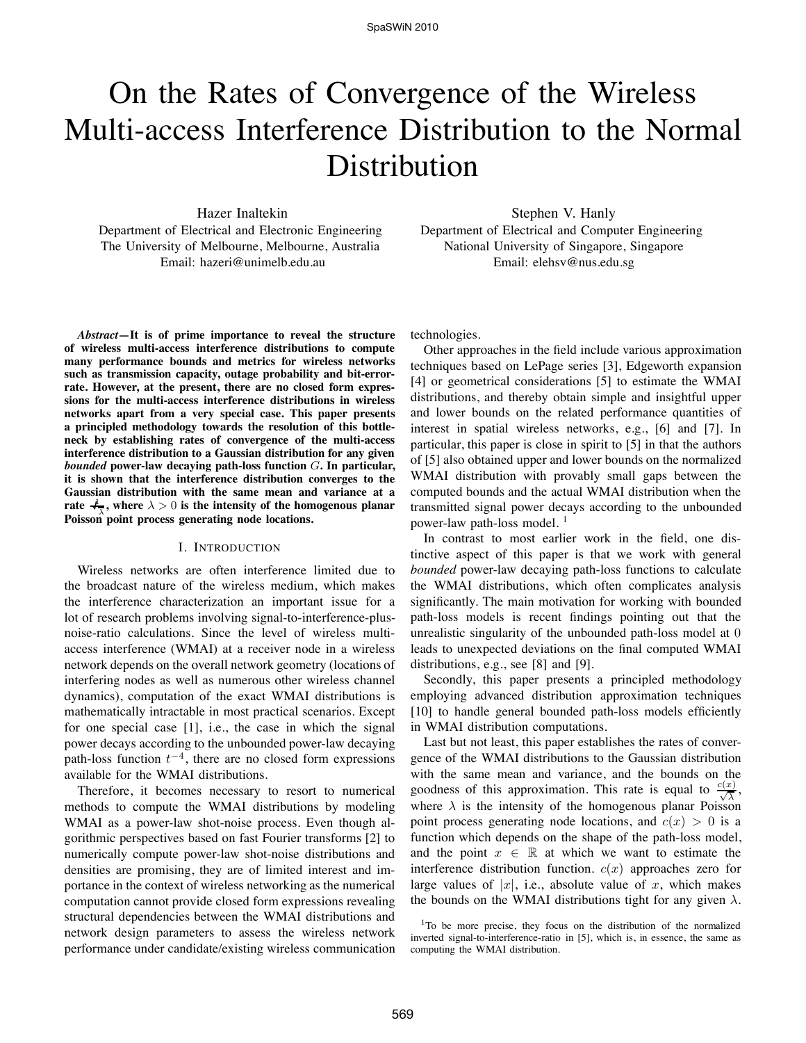# On the Rates of Convergence of the Wireless Multi-access Interference Distribution to the Normal Distribution

Hazer Inaltekin
Department of Electrical and Electronic Engineering
The University of Melbourne, Melbourne, Australia
Email: hazeri@unimelb.edu.au

Stephen V. Hanly
Department of Electrical and Computer Engineering
National University of Singapore, Singapore
Email: elehsv@nus.edu.sg

***Abstract*—It is of prime importance to reveal the structure of wireless multi-access interference distributions to compute many performance bounds and metrics for wireless networks such as transmission capacity, outage probability and bit-error-rate. However, at the present, there are no closed form expressions for the multi-access interference distributions in wireless networks apart from a very special case. This paper presents a principled methodology towards the resolution of this bottleneck by establishing rates of convergence of the multi-access interference distribution to a Gaussian distribution for any given *bounded* power-law decaying path-loss function $G$. In particular, it is shown that the interference distribution converges to the Gaussian distribution with the same mean and variance at a rate $\frac{1}{\sqrt{\lambda}}$, where $\lambda > 0$ is the intensity of the homogenous planar Poisson point process generating node locations.**

## I. Introduction

Wireless networks are often interference limited due to the broadcast nature of the wireless medium, which makes the interference characterization an important issue for a lot of research problems involving signal-to-interference-plus-noise-ratio calculations. Since the level of wireless multi-access interference (WMAI) at a receiver node in a wireless network depends on the overall network geometry (locations of interfering nodes as well as numerous other wireless channel dynamics), computation of the exact WMAI distributions is mathematically intractable in most practical scenarios. Except for one special case [1], i.e., the case in which the signal power decays according to the unbounded power-law decaying path-loss function $t^{-4}$, there are no closed form expressions available for the WMAI distributions.

Therefore, it becomes necessary to resort to numerical methods to compute the WMAI distributions by modeling WMAI as a power-law shot-noise process. Even though algorithmic perspectives based on fast Fourier transforms [2] to numerically compute power-law shot-noise distributions and densities are promising, they are of limited interest and importance in the context of wireless networking as the numerical computation cannot provide closed form expressions revealing structural dependencies between the WMAI distributions and network design parameters to assess the wireless network performance under candidate/existing wireless communication technologies.

Other approaches in the field include various approximation techniques based on LePage series [3], Edgeworth expansion [4] or geometrical considerations [5] to estimate the WMAI distributions, and thereby obtain simple and insightful upper and lower bounds on the related performance quantities of interest in spatial wireless networks, e.g., [6] and [7]. In particular, this paper is close in spirit to [5] in that the authors of [5] also obtained upper and lower bounds on the normalized WMAI distribution with provably small gaps between the computed bounds and the actual WMAI distribution when the transmitted signal power decays according to the unbounded power-law path-loss model. [1]

In contrast to most earlier work in the field, one distinctive aspect of this paper is that we work with general *bounded* power-law decaying path-loss functions to calculate the WMAI distributions, which often complicates analysis significantly. The main motivation for working with bounded path-loss models is recent findings pointing out that the unrealistic singularity of the unbounded path-loss model at 0 leads to unexpected deviations on the final computed WMAI distributions, e.g., see [8] and [9].

Secondly, this paper presents a principled methodology employing advanced distribution approximation techniques [10] to handle general bounded path-loss models efficiently in WMAI distribution computations.

Last but not least, this paper establishes the rates of convergence of the WMAI distributions to the Gaussian distribution with the same mean and variance, and the bounds on the goodness of this approximation. This rate is equal to $\frac{c(x)}{\sqrt{\lambda}}$, where $\lambda$ is the intensity of the homogenous planar Poisson point process generating node locations, and $c(x) > 0$ is a function which depends on the shape of the path-loss model, and the point $x \in \mathbb{R}$ at which we want to estimate the interference distribution function. $c(x)$ approaches zero for large values of $|x|$, i.e., absolute value of $x$, which makes the bounds on the WMAI distributions tight for any given $\lambda$.

[1] To be more precise, they focus on the distribution of the normalized inverted signal-to-interference-ratio in [5], which is, in essence, the same as computing the WMAI distribution.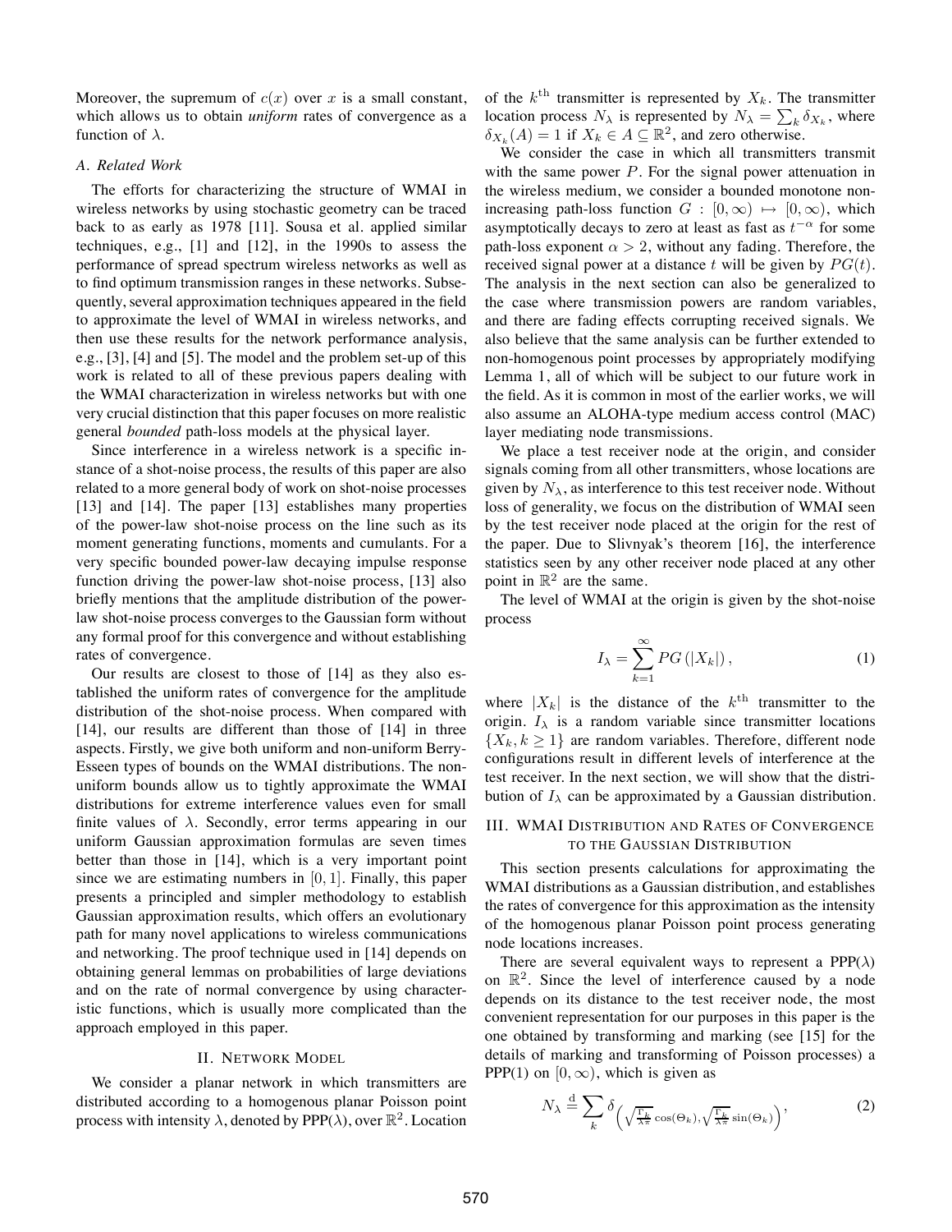Moreover, the supremum of $c(x)$ over $x$ is a small constant, which allows us to obtain *uniform* rates of convergence as a function of $\lambda$.

### A. Related Work

The efforts for characterizing the structure of WMAI in wireless networks by using stochastic geometry can be traced back to as early as 1978 [11]. Sousa et al. applied similar techniques, e.g., [1] and [12], in the 1990s to assess the performance of spread spectrum wireless networks as well as to find optimum transmission ranges in these networks. Subsequently, several approximation techniques appeared in the field to approximate the level of WMAI in wireless networks, and then use these results for the network performance analysis, e.g., [3], [4] and [5]. The model and the problem set-up of this work is related to all of these previous papers dealing with the WMAI characterization in wireless networks but with one very crucial distinction that this paper focuses on more realistic general *bounded* path-loss models at the physical layer.

Since interference in a wireless network is a specific instance of a shot-noise process, the results of this paper are also related to a more general body of work on shot-noise processes [13] and [14]. The paper [13] establishes many properties of the power-law shot-noise process on the line such as its moment generating functions, moments and cumulants. For a very specific bounded power-law decaying impulse response function driving the power-law shot-noise process, [13] also briefly mentions that the amplitude distribution of the power-law shot-noise process converges to the Gaussian form without any formal proof for this convergence and without establishing rates of convergence.

Our results are closest to those of [14] as they also established the uniform rates of convergence for the amplitude distribution of the shot-noise process. When compared with [14], our results are different than those of [14] in three aspects. Firstly, we give both uniform and non-uniform Berry-Esseen types of bounds on the WMAI distributions. The non-uniform bounds allow us to tightly approximate the WMAI distributions for extreme interference values even for small finite values of $\lambda$. Secondly, error terms appearing in our uniform Gaussian approximation formulas are seven times better than those in [14], which is a very important point since we are estimating numbers in $[0, 1]$. Finally, this paper presents a principled and simpler methodology to establish Gaussian approximation results, which offers an evolutionary path for many novel applications to wireless communications and networking. The proof technique used in [14] depends on obtaining general lemmas on probabilities of large deviations and on the rate of normal convergence by using characteristic functions, which is usually more complicated than the approach employed in this paper.

## II. Network Model

We consider a planar network in which transmitters are distributed according to a homogenous planar Poisson point process with intensity $\lambda$, denoted by PPP($\lambda$), over $\mathbb{R}^2$. Location of the $k^{\text{th}}$ transmitter is represented by $X_k$. The transmitter location process $N_\lambda$ is represented by $N_\lambda = \sum_k \delta_{X_k}$, where $\delta_{X_k}(A) = 1$ if $X_k \in A \subseteq \mathbb{R}^2$, and zero otherwise.

We consider the case in which all transmitters transmit with the same power $P$. For the signal power attenuation in the wireless medium, we consider a bounded monotone non-increasing path-loss function $G : [0, \infty) \mapsto [0, \infty)$, which asymptotically decays to zero at least as fast as $t^{-\alpha}$ for some path-loss exponent $\alpha > 2$, without any fading. Therefore, the received signal power at a distance $t$ will be given by $PG(t)$. The analysis in the next section can also be generalized to the case where transmission powers are random variables, and there are fading effects corrupting received signals. We also believe that the same analysis can be further extended to non-homogenous point processes by appropriately modifying Lemma 1, all of which will be subject to our future work in the field. As it is common in most of the earlier works, we will also assume an ALOHA-type medium access control (MAC) layer mediating node transmissions.

We place a test receiver node at the origin, and consider signals coming from all other transmitters, whose locations are given by $N_\lambda$, as interference to this test receiver node. Without loss of generality, we focus on the distribution of WMAI seen by the test receiver node placed at the origin for the rest of the paper. Due to Slivnyak's theorem [16], the interference statistics seen by any other receiver node placed at any other point in $\mathbb{R}^2$ are the same.

The level of WMAI at the origin is given by the shot-noise process

$$I_\lambda = \sum_{k=1}^{\infty} PG\left(|X_k|\right), \tag{1}$$

where $|X_k|$ is the distance of the $k^{\text{th}}$ transmitter to the origin. $I_\lambda$ is a random variable since transmitter locations $\{X_k, k \geq 1\}$ are random variables. Therefore, different node configurations result in different levels of interference at the test receiver. In the next section, we will show that the distribution of $I_\lambda$ can be approximated by a Gaussian distribution.

## III. WMAI Distribution and Rates of Convergence to the Gaussian Distribution

This section presents calculations for approximating the WMAI distributions as a Gaussian distribution, and establishes the rates of convergence for this approximation as the intensity of the homogenous planar Poisson point process generating node locations increases.

There are several equivalent ways to represent a PPP($\lambda$) on $\mathbb{R}^2$. Since the level of interference caused by a node depends on its distance to the test receiver node, the most convenient representation for our purposes in this paper is the one obtained by transforming and marking (see [15] for the details of marking and transforming of Poisson processes) a PPP(1) on $[0, \infty)$, which is given as

$$N_\lambda \stackrel{\text{d}}{=} \sum_k \delta_{\left(\sqrt{\frac{\Gamma_k}{\lambda\pi}}\cos(\Theta_k), \sqrt{\frac{\Gamma_k}{\lambda\pi}}\sin(\Theta_k)\right)}, \tag{2}$$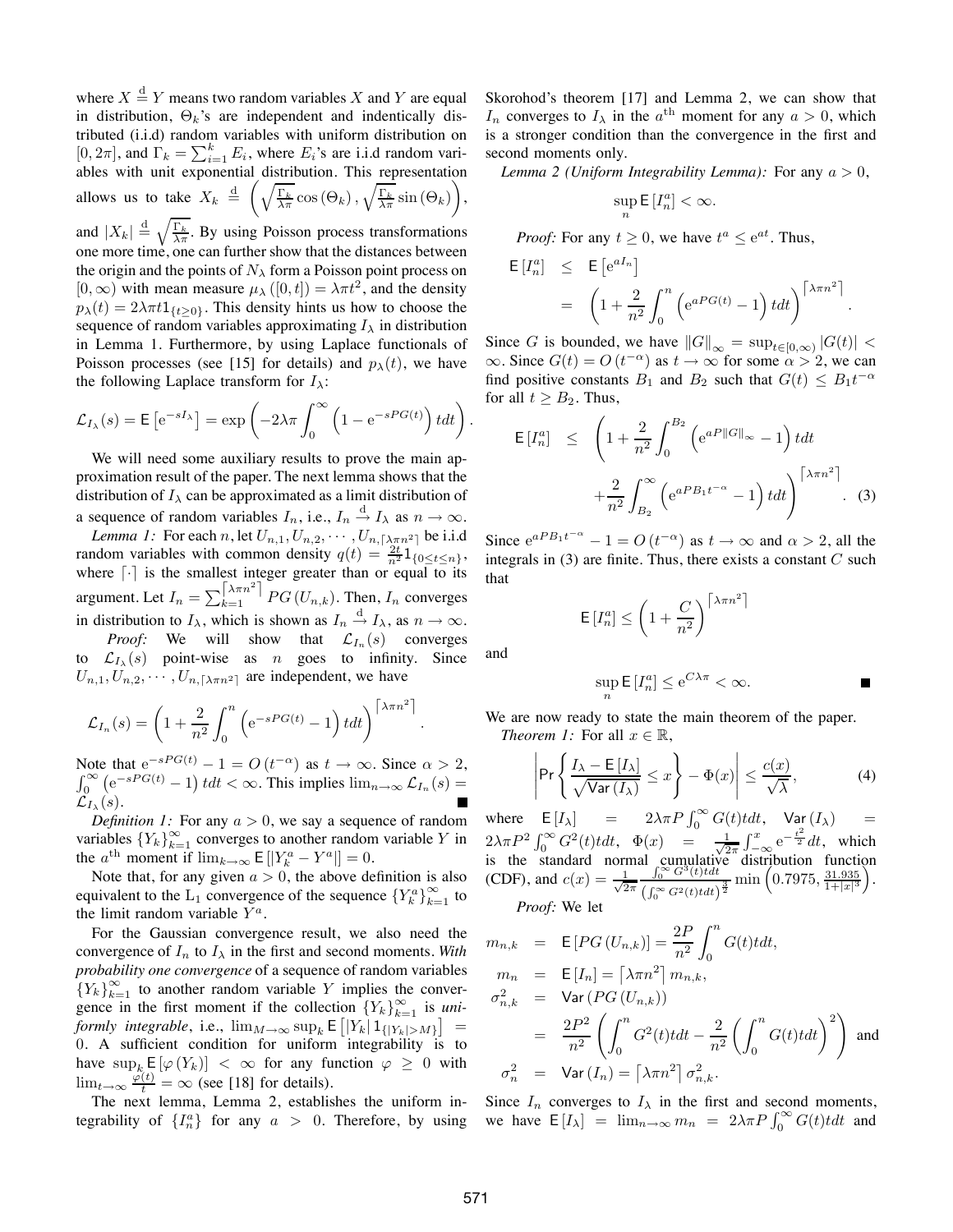where $X \stackrel{d}{=} Y$ means two random variables $X$ and $Y$ are equal in distribution, $\Theta_k$'s are independent and indentically distributed (i.i.d) random variables with uniform distribution on $[0, 2\pi]$, and $\Gamma_k = \sum_{i=1}^{k} E_i$, where $E_i$'s are i.i.d random variables with unit exponential distribution. This representation allows us to take $X_k \stackrel{d}{=} \left(\sqrt{\frac{\Gamma_k}{\lambda\pi}}\cos(\Theta_k), \sqrt{\frac{\Gamma_k}{\lambda\pi}}\sin(\Theta_k)\right)$, and $|X_k| \stackrel{d}{=} \sqrt{\frac{\Gamma_k}{\lambda\pi}}$. By using Poisson process transformations one more time, one can further show that the distances between the origin and the points of $N_\lambda$ form a Poisson point process on $[0, \infty)$ with mean measure $\mu_\lambda([0, t]) = \lambda\pi t^2$, and the density $p_\lambda(t) = 2\lambda\pi t 1_{\{t \geq 0\}}$. This density hints us how to choose the sequence of random variables approximating $I_\lambda$ in distribution in Lemma 1. Furthermore, by using Laplace functionals of Poisson processes (see [15] for details) and $p_\lambda(t)$, we have the following Laplace transform for $I_\lambda$:

$$\mathcal{L}_{I_\lambda}(s) = \mathsf{E}\left[\mathrm{e}^{-sI_\lambda}\right] = \exp\left(-2\lambda\pi \int_0^\infty \left(1 - \mathrm{e}^{-sPG(t)}\right) t dt\right).$$

We will need some auxiliary results to prove the main approximation result of the paper. The next lemma shows that the distribution of $I_\lambda$ can be approximated as a limit distribution of a sequence of random variables $I_n$, i.e., $I_n \stackrel{d}{\to} I_\lambda$ as $n \to \infty$.

*Lemma 1:* For each $n$, let $U_{n,1}, U_{n,2}, \cdots, U_{n,\lceil \lambda\pi n^2 \rceil}$ be i.i.d random variables with common density $q(t) = \frac{2t}{n^2} 1_{\{0 \leq t \leq n\}}$, where $\lceil \cdot \rceil$ is the smallest integer greater than or equal to its argument. Let $I_n = \sum_{k=1}^{\lceil \lambda\pi n^2 \rceil} PG(U_{n,k})$. Then, $I_n$ converges in distribution to $I_\lambda$, which is shown as $I_n \stackrel{d}{\to} I_\lambda$, as $n \to \infty$.

*Proof:* We will show that $\mathcal{L}_{I_n}(s)$ converges to $\mathcal{L}_{I_\lambda}(s)$ point-wise as $n$ goes to infinity. Since $U_{n,1}, U_{n,2}, \cdots, U_{n,\lceil \lambda\pi n^2 \rceil}$ are independent, we have

$$\mathcal{L}_{I_n}(s) = \left(1 + \frac{2}{n^2} \int_0^n \left(\mathrm{e}^{-sPG(t)} - 1\right) t dt\right)^{\lceil \lambda\pi n^2 \rceil}.$$

Note that $\mathrm{e}^{-sPG(t)} - 1 = O(t^{-\alpha})$ as $t \to \infty$. Since $\alpha > 2$, $\int_0^\infty \left(\mathrm{e}^{-sPG(t)} - 1\right) t dt < \infty$. This implies $\lim_{n\to\infty} \mathcal{L}_{I_n}(s) = \mathcal{L}_{I_\lambda}(s)$. ■

*Definition 1:* For any $a > 0$, we say a sequence of random variables $\{Y_k\}_{k=1}^\infty$ converges to another random variable $Y$ in the $a^{\text{th}}$ moment if $\lim_{k\to\infty} \mathsf{E}\left[|Y_k^a - Y^a|\right] = 0$.

Note that, for any given $a > 0$, the above definition is also equivalent to the $\mathrm{L}_1$ convergence of the sequence $\{Y_k^a\}_{k=1}^\infty$ to the limit random variable $Y^a$.

For the Gaussian convergence result, we also need the convergence of $I_n$ to $I_\lambda$ in the first and second moments. *With probability one convergence* of a sequence of random variables $\{Y_k\}_{k=1}^\infty$ to another random variable $Y$ implies the convergence in the first moment if the collection $\{Y_k\}_{k=1}^\infty$ is *uniformly integrable*, i.e., $\lim_{M\to\infty} \sup_k \mathsf{E}\left[|Y_k| 1_{\{|Y_k| > M\}}\right] = 0$. A sufficient condition for uniform integrability is to have $\sup_k \mathsf{E}\left[\varphi(Y_k)\right] < \infty$ for any function $\varphi \geq 0$ with $\lim_{t\to\infty} \frac{\varphi(t)}{t} = \infty$ (see [18] for details).

The next lemma, Lemma 2, establishes the uniform integrability of $\{I_n^a\}$ for any $a > 0$. Therefore, by using Skorohod's theorem [17] and Lemma 2, we can show that $I_n$ converges to $I_\lambda$ in the $a^{\text{th}}$ moment for any $a > 0$, which is a stronger condition than the convergence in the first and second moments only.

*Lemma 2 (Uniform Integrability Lemma):* For any $a > 0$,

$$\sup_n \mathsf{E}\left[I_n^a\right] < \infty.$$

*Proof:* For any $t \geq 0$, we have $t^a \leq \mathrm{e}^{at}$. Thus,

$$\begin{aligned}\mathsf{E}\left[I_n^a\right] &\leq \mathsf{E}\left[\mathrm{e}^{aI_n}\right] \\ &= \left(1 + \frac{2}{n^2} \int_0^n \left(\mathrm{e}^{aPG(t)} - 1\right) t dt\right)^{\lceil \lambda\pi n^2 \rceil}.\end{aligned}$$

Since $G$ is bounded, we have $\|G\|_\infty = \sup_{t\in[0,\infty)} |G(t)| < \infty$. Since $G(t) = O(t^{-\alpha})$ as $t \to \infty$ for some $\alpha > 2$, we can find positive constants $B_1$ and $B_2$ such that $G(t) \leq B_1 t^{-\alpha}$ for all $t \geq B_2$. Thus,

$$\begin{aligned}\mathsf{E}\left[I_n^a\right] \leq &\left(1 + \frac{2}{n^2} \int_0^{B_2} \left(\mathrm{e}^{aP\|G\|_\infty} - 1\right) t dt\right. \\ &\left.+ \frac{2}{n^2} \int_{B_2}^\infty \left(\mathrm{e}^{aPB_1 t^{-\alpha}} - 1\right) t dt\right)^{\lceil \lambda\pi n^2 \rceil}. \quad (3)\end{aligned}$$

Since $\mathrm{e}^{aPB_1 t^{-\alpha}} - 1 = O(t^{-\alpha})$ as $t \to \infty$ and $\alpha > 2$, all the integrals in (3) are finite. Thus, there exists a constant $C$ such that

$$\mathsf{E}\left[I_n^a\right] \leq \left(1 + \frac{C}{n^2}\right)^{\lceil \lambda\pi n^2 \rceil}$$

and

$$\sup_n \mathsf{E}\left[I_n^a\right] \leq \mathrm{e}^{C\lambda\pi} < \infty.$$ ■

We are now ready to state the main theorem of the paper.

*Theorem 1:* For all $x \in \mathbb{R}$,

$$\left|\Pr\left\{\frac{I_\lambda - \mathsf{E}\left[I_\lambda\right]}{\sqrt{\mathsf{Var}\left(I_\lambda\right)}} \leq x\right\} - \Phi(x)\right| \leq \frac{c(x)}{\sqrt{\lambda}}, \quad (4)$$

where $\mathsf{E}\left[I_\lambda\right] = 2\lambda\pi P \int_0^\infty G(t) t dt$, $\mathsf{Var}\left(I_\lambda\right) = 2\lambda\pi P^2 \int_0^\infty G^2(t) t dt$, $\Phi(x) = \frac{1}{\sqrt{2\pi}} \int_{-\infty}^x \mathrm{e}^{-\frac{t^2}{2}} dt$, which is the standard normal cumulative distribution function (CDF), and $c(x) = \frac{1}{\sqrt{2\pi}} \frac{\int_0^\infty G^3(t) t dt}{\left(\int_0^\infty G^2(t) t dt\right)^{\frac{3}{2}}} \min\left(0.7975, \frac{31.935}{1 + |x|^3}\right)$.

*Proof:* We let

$$\begin{aligned}m_{n,k} &= \mathsf{E}\left[PG(U_{n,k})\right] = \frac{2P}{n^2} \int_0^n G(t) t dt, \\ m_n &= \mathsf{E}\left[I_n\right] = \lceil \lambda\pi n^2 \rceil m_{n,k}, \\ \sigma_{n,k}^2 &= \mathsf{Var}\left(PG(U_{n,k})\right) \\ &= \frac{2P^2}{n^2} \left(\int_0^n G^2(t) t dt - \frac{2}{n^2} \left(\int_0^n G(t) t dt\right)^2\right) \text{ and} \\ \sigma_n^2 &= \mathsf{Var}\left(I_n\right) = \lceil \lambda\pi n^2 \rceil \sigma_{n,k}^2.\end{aligned}$$

Since $I_n$ converges to $I_\lambda$ in the first and second moments, we have $\mathsf{E}\left[I_\lambda\right] = \lim_{n\to\infty} m_n = 2\lambda\pi P \int_0^\infty G(t) t dt$ and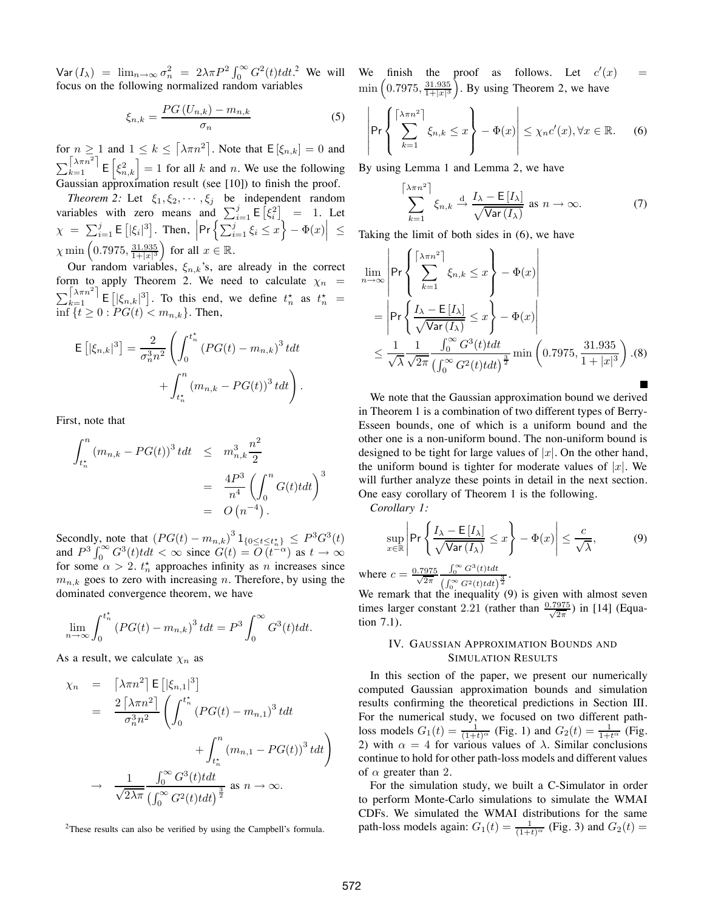$\mathsf{Var}(I_\lambda) = \lim_{n\to\infty} \sigma_n^2 = 2\lambda\pi P^2 \int_0^\infty G^2(t)tdt$.[2] We will focus on the following normalized random variables

$$\xi_{n,k} = \frac{PG(U_{n,k}) - m_{n,k}}{\sigma_n} \tag{5}$$

for $n \geq 1$ and $1 \leq k \leq \lceil \lambda\pi n^2 \rceil$. Note that $\mathsf{E}[\xi_{n,k}] = 0$ and $\sum_{k=1}^{\lceil \lambda\pi n^2 \rceil} \mathsf{E}\left[\xi_{n,k}^2\right] = 1$ for all $k$ and $n$. We use the following Gaussian approximation result (see [10]) to finish the proof.

*Theorem 2:* Let $\xi_1, \xi_2, \cdots, \xi_j$ be independent random variables with zero means and $\sum_{i=1}^j \mathsf{E}\left[\xi_i^2\right] = 1$. Let $\chi = \sum_{i=1}^j \mathsf{E}\left[|\xi_i|^3\right]$. Then, $\left|\Pr\left\{\sum_{i=1}^j \xi_i \leq x\right\} - \Phi(x)\right| \leq \chi \min\left(0.7975, \frac{31.935}{1+|x|^3}\right)$ for all $x \in \mathbb{R}$.

Our random variables, $\xi_{n,k}$'s, are already in the correct form to apply Theorem 2. We need to calculate $\chi_n = \sum_{k=1}^{\lceil \lambda\pi n^2 \rceil} \mathsf{E}\left[|\xi_{n,k}|^3\right]$. To this end, we define $t_n^\star$ as $t_n^\star = \inf\{t \geq 0 : PG(t) < m_{n,k}\}$. Then,

$$\mathsf{E}\left[|\xi_{n,k}|^3\right] = \frac{2}{\sigma_n^3 n^2}\left(\int_0^{t_n^\star} (PG(t) - m_{n,k})^3 tdt + \int_{t_n^\star}^n (m_{n,k} - PG(t))^3 tdt\right).$$

First, note that

$$\begin{aligned}
\int_{t_n^\star}^n (m_{n,k} - PG(t))^3 tdt &\leq m_{n,k}^3 \frac{n^2}{2} \\
&= \frac{4P^3}{n^4}\left(\int_0^n G(t)tdt\right)^3 \\
&= O\left(n^{-4}\right).
\end{aligned}$$

Secondly, note that $(PG(t) - m_{n,k})^3 1_{\{0 \leq t \leq t_n^\star\}} \leq P^3 G^3(t)$ and $P^3 \int_0^\infty G^3(t)tdt < \infty$ since $G(t) = O\left(t^{-\alpha}\right)$ as $t \to \infty$ for some $\alpha > 2$. $t_n^\star$ approaches infinity as $n$ increases since $m_{n,k}$ goes to zero with increasing $n$. Therefore, by using the dominated convergence theorem, we have

$$\lim_{n\to\infty} \int_0^{t_n^\star} (PG(t) - m_{n,k})^3 tdt = P^3 \int_0^\infty G^3(t)tdt.$$

As a result, we calculate $\chi_n$ as

$$\begin{aligned}
\chi_n &= \lceil \lambda\pi n^2 \rceil \mathsf{E}\left[|\xi_{n,1}|^3\right] \\
&= \frac{2\lceil \lambda\pi n^2 \rceil}{\sigma_n^3 n^2}\left(\int_0^{t_n^\star} (PG(t) - m_{n,1})^3 tdt + \int_{t_n^\star}^n (m_{n,1} - PG(t))^3 tdt\right) \\
&\to \frac{1}{\sqrt{2\lambda\pi}} \frac{\int_0^\infty G^3(t)tdt}{\left(\int_0^\infty G^2(t)tdt\right)^{\frac{3}{2}}} \text{ as } n \to \infty.
\end{aligned}$$

[2] These results can also be verified by using the Campbell's formula.

We finish the proof as follows. Let $c'(x) = \min\left(0.7975, \frac{31.935}{1+|x|^3}\right)$. By using Theorem 2, we have

$$\left|\Pr\left\{\sum_{k=1}^{\lceil \lambda\pi n^2 \rceil} \xi_{n,k} \leq x\right\} - \Phi(x)\right| \leq \chi_n c'(x), \forall x \in \mathbb{R}. \tag{6}$$

By using Lemma 1 and Lemma 2, we have

$$\sum_{k=1}^{\lceil \lambda\pi n^2 \rceil} \xi_{n,k} \xrightarrow{\text{d}} \frac{I_\lambda - \mathsf{E}[I_\lambda]}{\sqrt{\mathsf{Var}(I_\lambda)}} \text{ as } n \to \infty. \tag{7}$$

Taking the limit of both sides in (6), we have

$$\begin{aligned}
&\lim_{n\to\infty}\left|\Pr\left\{\sum_{k=1}^{\lceil \lambda\pi n^2 \rceil} \xi_{n,k} \leq x\right\} - \Phi(x)\right| \\
&= \left|\Pr\left\{\frac{I_\lambda - \mathsf{E}[I_\lambda]}{\sqrt{\mathsf{Var}(I_\lambda)}} \leq x\right\} - \Phi(x)\right| \\
&\leq \frac{1}{\sqrt{\lambda}} \frac{1}{\sqrt{2\pi}} \frac{\int_0^\infty G^3(t)tdt}{\left(\int_0^\infty G^2(t)tdt\right)^{\frac{3}{2}}} \min\left(0.7975, \frac{31.935}{1+|x|^3}\right). \quad (8)
\end{aligned}$$

■

We note that the Gaussian approximation bound we derived in Theorem 1 is a combination of two different types of Berry-Esseen bounds, one of which is a uniform bound and the other one is a non-uniform bound. The non-uniform bound is designed to be tight for large values of $|x|$. On the other hand, the uniform bound is tighter for moderate values of $|x|$. We will further analyze these points in detail in the next section. One easy corollary of Theorem 1 is the following.

*Corollary 1:*

$$\sup_{x\in\mathbb{R}}\left|\Pr\left\{\frac{I_\lambda - \mathsf{E}[I_\lambda]}{\sqrt{\mathsf{Var}(I_\lambda)}} \leq x\right\} - \Phi(x)\right| \leq \frac{c}{\sqrt{\lambda}}, \tag{9}$$

where $c = \frac{0.7975}{\sqrt{2\pi}} \frac{\int_0^\infty G^3(t)tdt}{\left(\int_0^\infty G^2(t)tdt\right)^{\frac{3}{2}}}$.

We remark that the inequality (9) is given with almost seven times larger constant 2.21 (rather than $\frac{0.7975}{\sqrt{2\pi}}$) in [14] (Equation 7.1).

## IV. Gaussian Approximation Bounds and Simulation Results

In this section of the paper, we present our numerically computed Gaussian approximation bounds and simulation results confirming the theoretical predictions in Section III. For the numerical study, we focused on two different path-loss models $G_1(t) = \frac{1}{(1+t)^\alpha}$ (Fig. 1) and $G_2(t) = \frac{1}{1+t^\alpha}$ (Fig. 2) with $\alpha = 4$ for various values of $\lambda$. Similar conclusions continue to hold for other path-loss models and different values of $\alpha$ greater than 2.

For the simulation study, we built a C-Simulator in order to perform Monte-Carlo simulations to simulate the WMAI CDFs. We simulated the WMAI distributions for the same path-loss models again: $G_1(t) = \frac{1}{(1+t)^\alpha}$ (Fig. 3) and $G_2(t) =$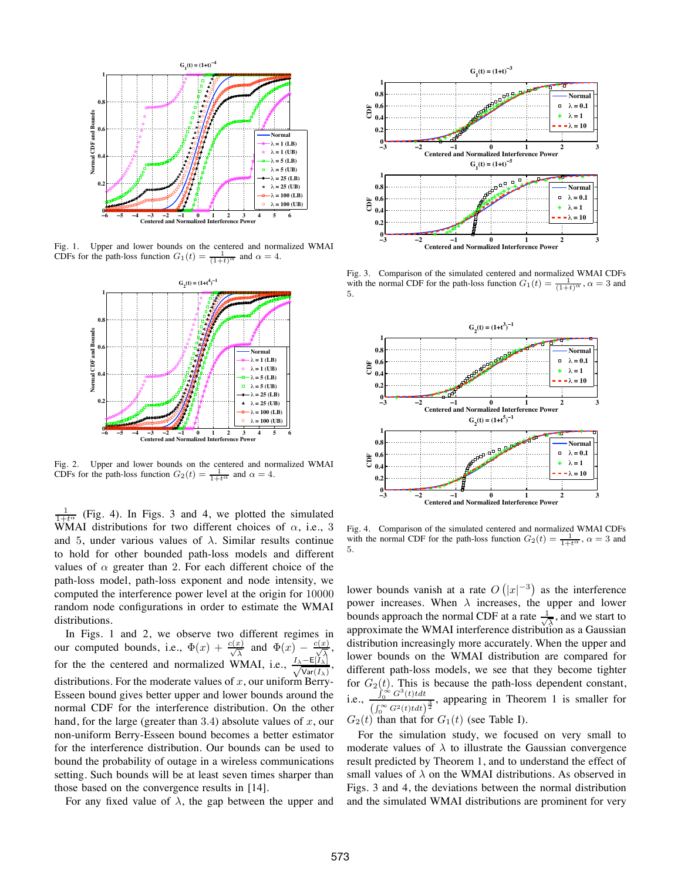Fig. 1. Upper and lower bounds on the centered and normalized WMAI CDFs for the path-loss function $G_1(t) = \frac{1}{(1+t)^\alpha}$ and $\alpha = 4$.

Fig. 2. Upper and lower bounds on the centered and normalized WMAI CDFs for the path-loss function $G_2(t) = \frac{1}{1+t^\alpha}$ and $\alpha = 4$.

$\frac{1}{1+t^\alpha}$ (Fig. 4). In Figs. 3 and 4, we plotted the simulated WMAI distributions for two different choices of $\alpha$, i.e., 3 and 5, under various values of $\lambda$. Similar results continue to hold for other bounded path-loss models and different values of $\alpha$ greater than 2. For each different choice of the path-loss model, path-loss exponent and node intensity, we computed the interference power level at the origin for 10000 random node configurations in order to estimate the WMAI distributions.

In Figs. 1 and 2, we observe two different regimes in our computed bounds, i.e., $\Phi(x) + \frac{c(x)}{\sqrt{\lambda}}$ and $\Phi(x) - \frac{c(x)}{\sqrt{\lambda}}$, for the the centered and normalized WMAI, i.e., $\frac{I_\lambda - \mathsf{E}[I_\lambda]}{\sqrt{\mathsf{Var}(I_\lambda)}}$, distributions. For the moderate values of $x$, our uniform Berry-Esseen bound gives better upper and lower bounds around the normal CDF for the interference distribution. On the other hand, for the large (greater than 3.4) absolute values of $x$, our non-uniform Berry-Esseen bound becomes a better estimator for the interference distribution. Our bounds can be used to bound the probability of outage in a wireless communications setting. Such bounds will be at least seven times sharper than those based on the convergence results in [14].

For any fixed value of $\lambda$, the gap between the upper and lower bounds vanish at a rate $O\left(|x|^{-3}\right)$ as the interference power increases. When $\lambda$ increases, the upper and lower bounds approach the normal CDF at a rate $\frac{1}{\sqrt{\lambda}}$, and we start to approximate the WMAI interference distribution as a Gaussian distribution increasingly more accurately. When the upper and lower bounds on the WMAI distribution are compared for different path-loss models, we see that they become tighter for $G_2(t)$. This is because the path-loss dependent constant, i.e., $\frac{\int_0^\infty G^3(t)tdt}{\left(\int_0^\infty G^2(t)tdt\right)^{\frac{3}{2}}}$, appearing in Theorem 1 is smaller for $G_2(t)$ than that for $G_1(t)$ (see Table I).

Fig. 3. Comparison of the simulated centered and normalized WMAI CDFs with the normal CDF for the path-loss function $G_1(t) = \frac{1}{(1+t)^\alpha}$, $\alpha = 3$ and 5.

Fig. 4. Comparison of the simulated centered and normalized WMAI CDFs with the normal CDF for the path-loss function $G_2(t) = \frac{1}{1+t^\alpha}$, $\alpha = 3$ and 5.

For the simulation study, we focused on very small to moderate values of $\lambda$ to illustrate the Gaussian convergence result predicted by Theorem 1, and to understand the effect of small values of $\lambda$ on the WMAI distributions. As observed in Figs. 3 and 4, the deviations between the normal distribution and the simulated WMAI distributions are prominent for very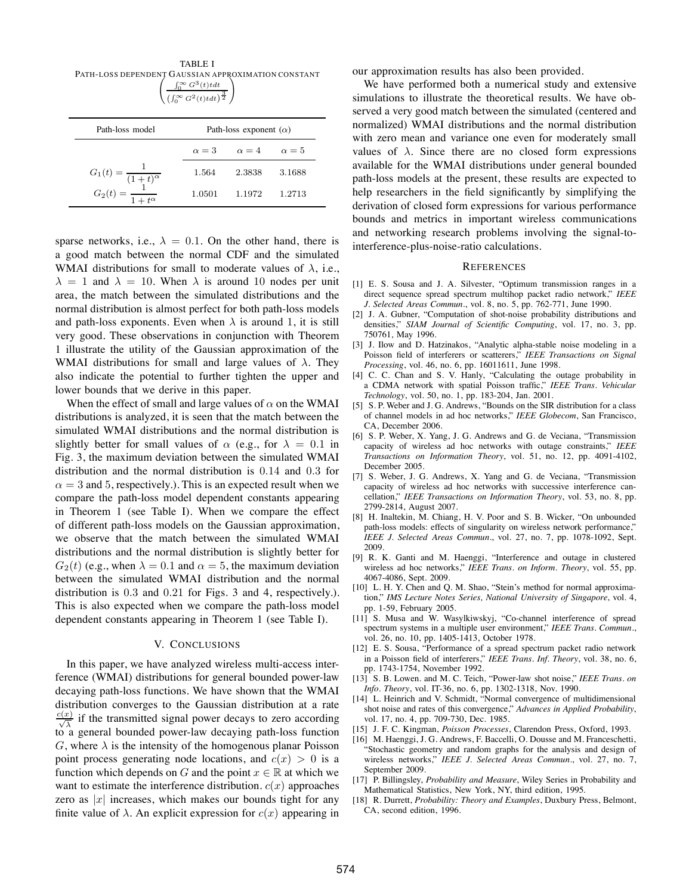TABLE I
PATH-LOSS DEPENDENT GAUSSIAN APPROXIMATION CONSTANT $\left(\frac{\int_0^\infty G^3(t)tdt}{\left(\int_0^\infty G^2(t)tdt\right)^{\frac{3}{2}}}\right)$

| Path-loss model | Path-loss exponent ($\alpha$) | | |
|---|---|---|---|
| | $\alpha = 3$ | $\alpha = 4$ | $\alpha = 5$ |
| $G_1(t) = \frac{1}{(1+t)^\alpha}$ | 1.564 | 2.3838 | 3.1688 |
| $G_2(t) = \frac{1}{1+t^\alpha}$ | 1.0501 | 1.1972 | 1.2713 |

sparse networks, i.e., $\lambda = 0.1$. On the other hand, there is a good match between the normal CDF and the simulated WMAI distributions for small to moderate values of $\lambda$, i.e., $\lambda = 1$ and $\lambda = 10$. When $\lambda$ is around 10 nodes per unit area, the match between the simulated distributions and the normal distribution is almost perfect for both path-loss models and path-loss exponents. Even when $\lambda$ is around 1, it is still very good. These observations in conjunction with Theorem 1 illustrate the utility of the Gaussian approximation of the WMAI distributions for small and large values of $\lambda$. They also indicate the potential to further tighten the upper and lower bounds that we derive in this paper.

When the effect of small and large values of $\alpha$ on the WMAI distributions is analyzed, it is seen that the match between the simulated WMAI distributions and the normal distribution is slightly better for small values of $\alpha$ (e.g., for $\lambda = 0.1$ in Fig. 3, the maximum deviation between the simulated WMAI distribution and the normal distribution is 0.14 and 0.3 for $\alpha = 3$ and 5, respectively.). This is an expected result when we compare the path-loss model dependent constants appearing in Theorem 1 (see Table I). When we compare the effect of different path-loss models on the Gaussian approximation, we observe that the match between the simulated WMAI distributions and the normal distribution is slightly better for $G_2(t)$ (e.g., when $\lambda = 0.1$ and $\alpha = 5$, the maximum deviation between the simulated WMAI distribution and the normal distribution is 0.3 and 0.21 for Figs. 3 and 4, respectively.). This is also expected when we compare the path-loss model dependent constants appearing in Theorem 1 (see Table I).

## V. CONCLUSIONS

In this paper, we have analyzed wireless multi-access interference (WMAI) distributions for general bounded power-law decaying path-loss functions. We have shown that the WMAI distribution converges to the Gaussian distribution at a rate $\frac{c(x)}{\sqrt{\lambda}}$ if the transmitted signal power decays to zero according to a general bounded power-law decaying path-loss function $G$, where $\lambda$ is the intensity of the homogenous planar Poisson point process generating node locations, and $c(x) > 0$ is a function which depends on $G$ and the point $x \in \mathbb{R}$ at which we want to estimate the interference distribution. $c(x)$ approaches zero as $|x|$ increases, which makes our bounds tight for any finite value of $\lambda$. An explicit expression for $c(x)$ appearing in our approximation results has also been provided.

We have performed both a numerical study and extensive simulations to illustrate the theoretical results. We have observed a very good match between the simulated (centered and normalized) WMAI distributions and the normal distribution with zero mean and variance one even for moderately small values of $\lambda$. Since there are no closed form expressions available for the WMAI distributions under general bounded path-loss models at the present, these results are expected to help researchers in the field significantly by simplifying the derivation of closed form expressions for various performance bounds and metrics in important wireless communications and networking research problems involving the signal-to-interference-plus-noise-ratio calculations.

## REFERENCES

[1] E. S. Sousa and J. A. Silvester, "Optimum transmission ranges in a direct sequence spread spectrum multihop packet radio network," *IEEE J. Selected Areas Commun.*, vol. 8, no. 5, pp. 762-771, June 1990.

[2] J. A. Gubner, "Computation of shot-noise probability distributions and densities," *SIAM Journal of Scientific Computing*, vol. 17, no. 3, pp. 750761, May 1996.

[3] J. Ilow and D. Hatzinakos, "Analytic alpha-stable noise modeling in a Poisson field of interferers or scatterers," *IEEE Transactions on Signal Processing*, vol. 46, no. 6, pp. 16011611, June 1998.

[4] C. C. Chan and S. V. Hanly, "Calculating the outage probability in a CDMA network with spatial Poisson traffic," *IEEE Trans. Vehicular Technology*, vol. 50, no. 1, pp. 183-204, Jan. 2001.

[5] S. P. Weber and J. G. Andrews, "Bounds on the SIR distribution for a class of channel models in ad hoc networks," *IEEE Globecom*, San Francisco, CA, December 2006.

[6] S. P. Weber, X. Yang, J. G. Andrews and G. de Veciana, "Transmission capacity of wireless ad hoc networks with outage constraints," *IEEE Transactions on Information Theory*, vol. 51, no. 12, pp. 4091-4102, December 2005.

[7] S. Weber, J. G. Andrews, X. Yang and G. de Veciana, "Transmission capacity of wireless ad hoc networks with successive interference cancellation," *IEEE Transactions on Information Theory*, vol. 53, no. 8, pp. 2799-2814, August 2007.

[8] H. Inaltekin, M. Chiang, H. V. Poor and S. B. Wicker, "On unbounded path-loss models: effects of singularity on wireless network performance," *IEEE J. Selected Areas Commun.*, vol. 27, no. 7, pp. 1078-1092, Sept. 2009.

[9] R. K. Ganti and M. Haenggi, "Interference and outage in clustered wireless ad hoc networks," *IEEE Trans. on Inform. Theory*, vol. 55, pp. 4067-4086, Sept. 2009.

[10] L. H. Y. Chen and Q. M. Shao, "Stein's method for normal approximation," *IMS Lecture Notes Series, National University of Singapore*, vol. 4, pp. 1-59, February 2005.

[11] S. Musa and W. Wasylkiwskyj, "Co-channel interference of spread spectrum systems in a multiple user environment," *IEEE Trans. Commun.*, vol. 26, no. 10, pp. 1405-1413, October 1978.

[12] E. S. Sousa, "Performance of a spread spectrum packet radio network in a Poisson field of interferers," *IEEE Trans. Inf. Theory*, vol. 38, no. 6, pp. 1743-1754, November 1992.

[13] S. B. Lowen. and M. C. Teich, "Power-law shot noise," *IEEE Trans. on Info. Theory*, vol. IT-36, no. 6, pp. 1302-1318, Nov. 1990.

[14] L. Heinrich and V. Schmidt, "Normal convergence of multidimensional shot noise and rates of this convergence," *Advances in Applied Probability*, vol. 17, no. 4, pp. 709-730, Dec. 1985.

[15] J. F. C. Kingman, *Poisson Processes*, Clarendon Press, Oxford, 1993.

[16] M. Haenggi, J. G. Andrews, F. Baccelli, O. Dousse and M. Franceschetti, "Stochastic geometry and random graphs for the analysis and design of wireless networks," *IEEE J. Selected Areas Commun.*, vol. 27, no. 7, September 2009.

[17] P. Billingsley, *Probability and Measure*, Wiley Series in Probability and Mathematical Statistics, New York, NY, third edition, 1995.

[18] R. Durrett, *Probability: Theory and Examples*, Duxbury Press, Belmont, CA, second edition, 1996.